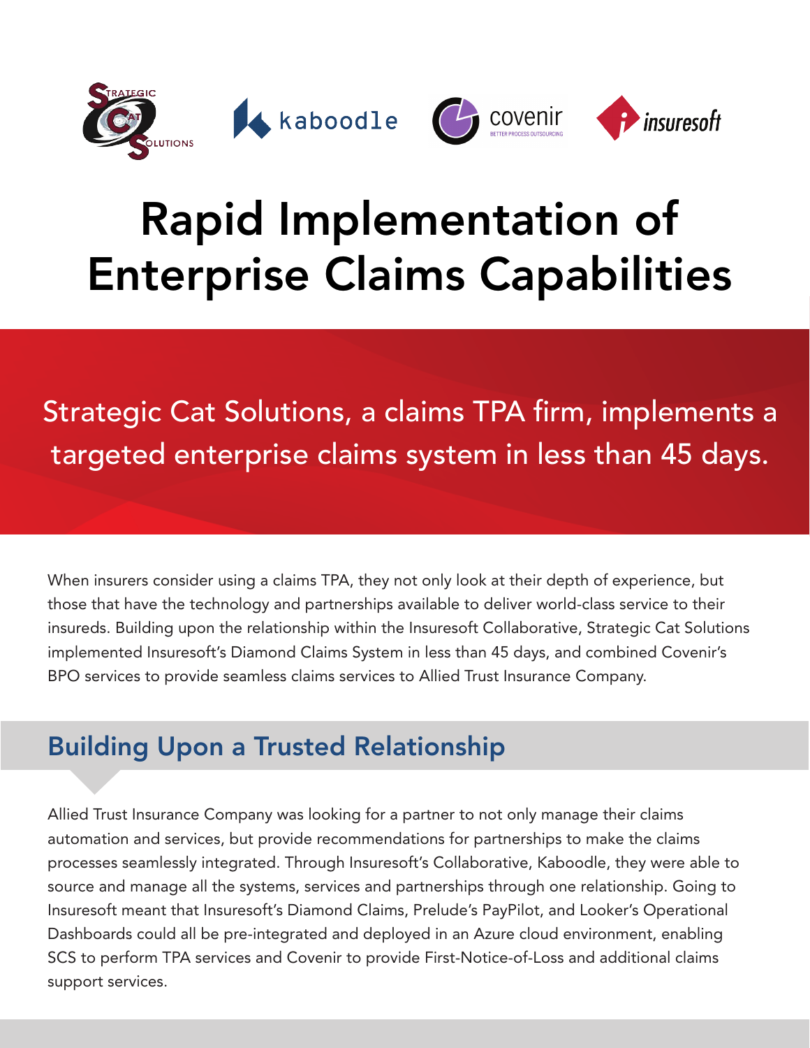# Rapid Implementation of Enterprise Claims Capabilities

Strategic Cat Solutions, a claims TPA firm, implements a targeted enterprise claims system in less than 45 days.

When insurers consider using a claims TPA, they not only look at their depth of experience, but those that have the technology and partnerships available to deliver world-class service to their insureds. Building upon the relationship within the Insuresoft Collaborative, Strategic Cat Solutions implemented Insuresoft's Diamond Claims System in less than 45 days, and combined Covenir's BPO services to provide seamless claims services to Allied Trust Insurance Company.

## Building Upon a Trusted Relationship

Allied Trust Insurance Company was looking for a partner to not only manage their claims automation and services, but provide recommendations for partnerships to make the claims processes seamlessly integrated. Through Insuresoft's Collaborative, Kaboodle, they were able to source and manage all the systems, services and partnerships through one relationship. Going to Insuresoft meant that Insuresoft's Diamond Claims, Prelude's PayPilot, and Looker's Operational Dashboards could all be pre-integrated and deployed in an Azure cloud environment, enabling SCS to perform TPA services and Covenir to provide First-Notice-of-Loss and additional claims support services.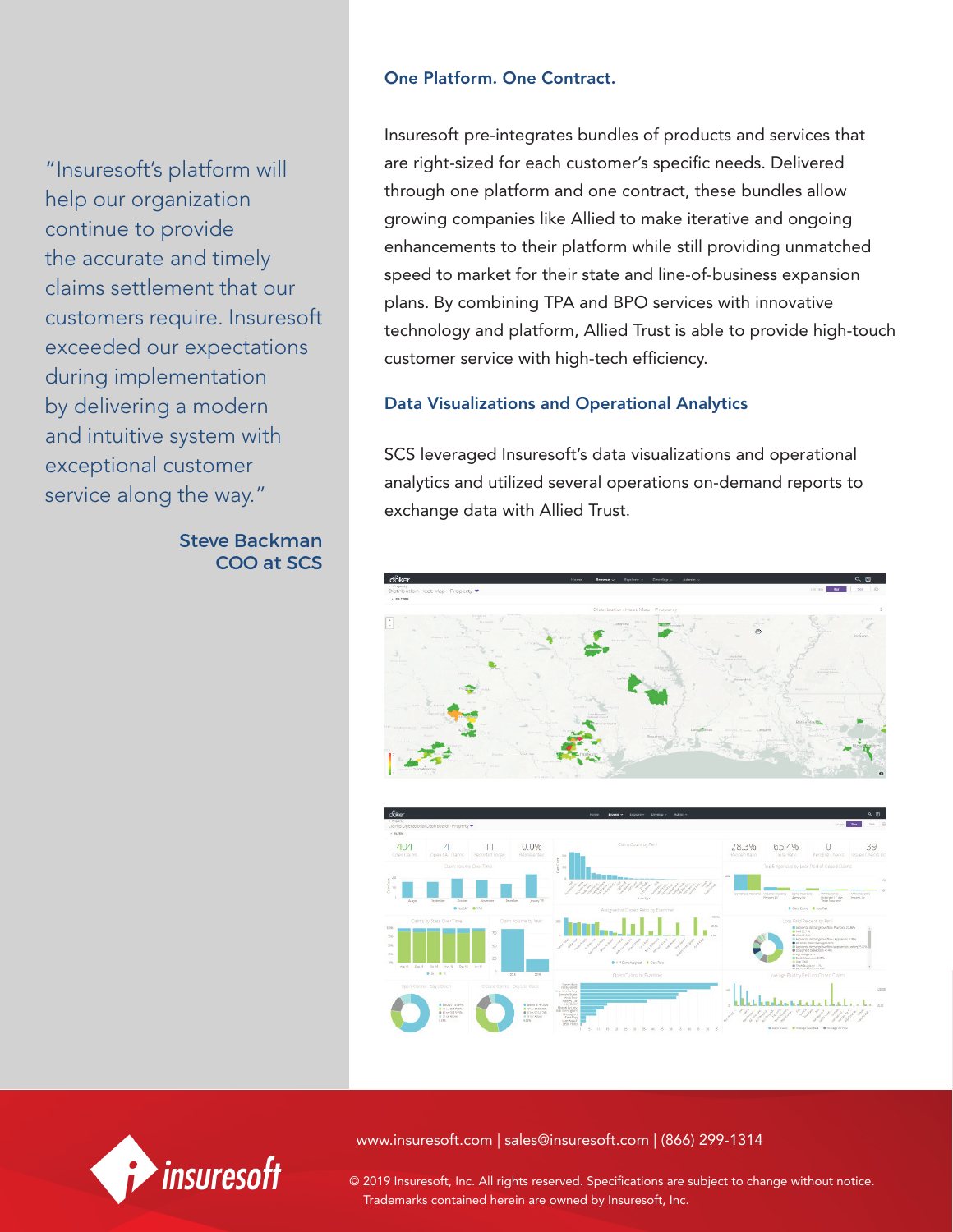"Insuresoft's platform will help our organization continue to provide the accurate and timely claims settlement that our customers require. Insuresoft exceeded our expectations during implementation by delivering a modern and intuitive system with exceptional customer service along the way."

**Steve Backman**
**COO at SCS**

## One Platform. One Contract.

Insuresoft pre-integrates bundles of products and services that are right-sized for each customer's specific needs. Delivered through one platform and one contract, these bundles allow growing companies like Allied to make iterative and ongoing enhancements to their platform while still providing unmatched speed to market for their state and line-of-business expansion plans. By combining TPA and BPO services with innovative technology and platform, Allied Trust is able to provide high-touch customer service with high-tech efficiency.

## Data Visualizations and Operational Analytics

SCS leveraged Insuresoft's data visualizations and operational analytics and utilized several operations on-demand reports to exchange data with Allied Trust.

www.insuresoft.com | sales@insuresoft.com | (866) 299-1314

© 2019 Insuresoft, Inc. All rights reserved. Specifications are subject to change without notice. Trademarks contained herein are owned by Insuresoft, Inc.